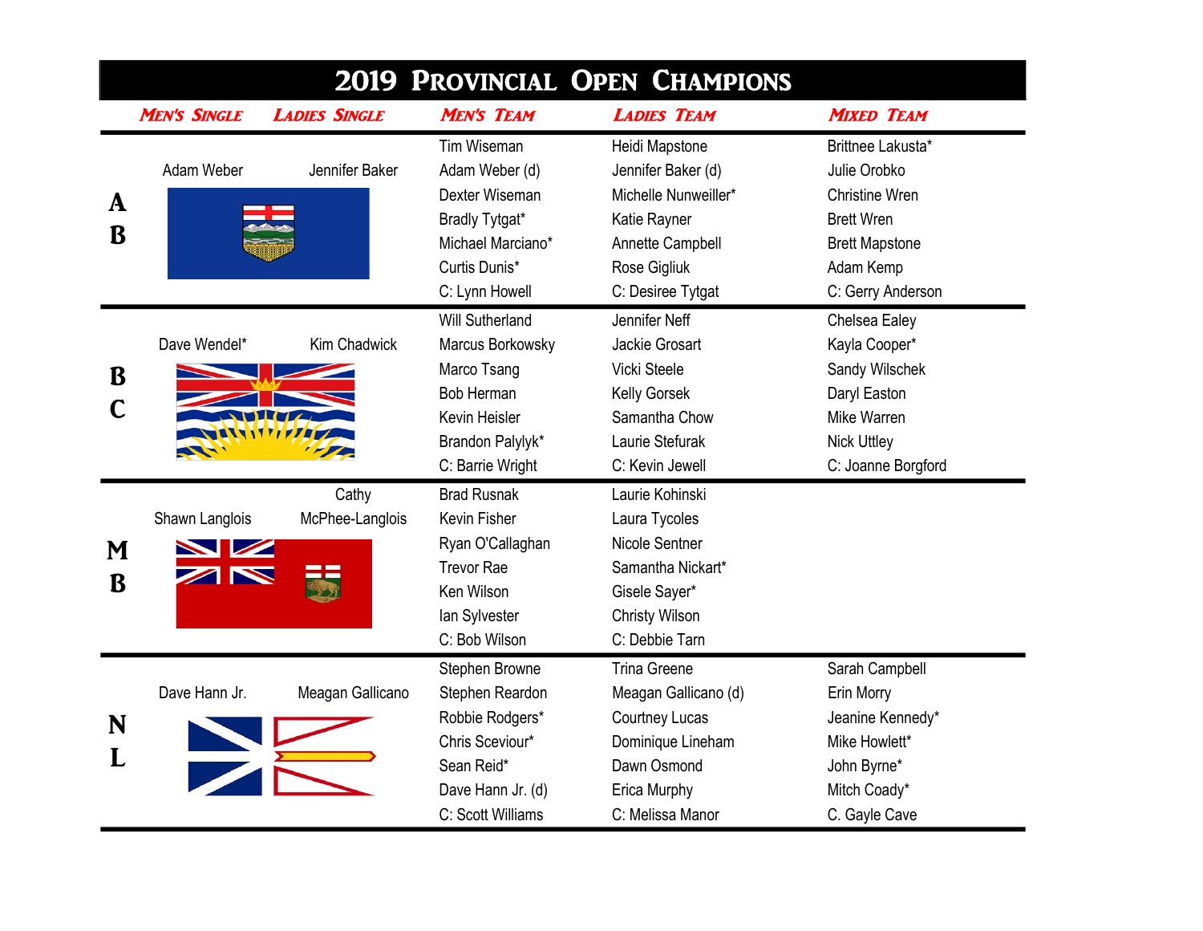# 2019 Provincial Open Champions

| | Men's Single | Ladies Single | Men's Team | Ladies Team | Mixed Team |
|---|---|---|---|---|---|
| AB | Adam Weber | Jennifer Baker | Tim Wiseman<br>Adam Weber (d)<br>Dexter Wiseman<br>Bradly Tytgat*<br>Michael Marciano*<br>Curtis Dunis*<br>C: Lynn Howell | Heidi Mapstone<br>Jennifer Baker (d)<br>Michelle Nunweiller*<br>Katie Rayner<br>Annette Campbell<br>Rose Gigliuk<br>C: Desiree Tytgat | Brittnee Lakusta*<br>Julie Orobko<br>Christine Wren<br>Brett Wren<br>Brett Mapstone<br>Adam Kemp<br>C: Gerry Anderson |
| BC | Dave Wendel* | Kim Chadwick | Will Sutherland<br>Marcus Borkowsky<br>Marco Tsang<br>Bob Herman<br>Kevin Heisler<br>Brandon Palylyk*<br>C: Barrie Wright | Jennifer Neff<br>Jackie Grosart<br>Vicki Steele<br>Kelly Gorsek<br>Samantha Chow<br>Laurie Stefurak<br>C: Kevin Jewell | Chelsea Ealey<br>Kayla Cooper*<br>Sandy Wilschek<br>Daryl Easton<br>Mike Warren<br>Nick Uttley<br>C: Joanne Borgford |
| MB | Shawn Langlois | Cathy McPhee-Langlois | Brad Rusnak<br>Kevin Fisher<br>Ryan O'Callaghan<br>Trevor Rae<br>Ken Wilson<br>Ian Sylvester<br>C: Bob Wilson | Laurie Kohinski<br>Laura Tycoles<br>Nicole Sentner<br>Samantha Nickart*<br>Gisele Sayer*<br>Christy Wilson<br>C: Debbie Tarn | |
| NL | Dave Hann Jr. | Meagan Gallicano | Stephen Browne<br>Stephen Reardon<br>Robbie Rodgers*<br>Chris Sceviour*<br>Sean Reid*<br>Dave Hann Jr. (d)<br>C: Scott Williams | Trina Greene<br>Meagan Gallicano (d)<br>Courtney Lucas<br>Dominique Lineham<br>Dawn Osmond<br>Erica Murphy<br>C: Melissa Manor | Sarah Campbell<br>Erin Morry<br>Jeanine Kennedy*<br>Mike Howlett*<br>John Byrne*<br>Mitch Coady*<br>C. Gayle Cave |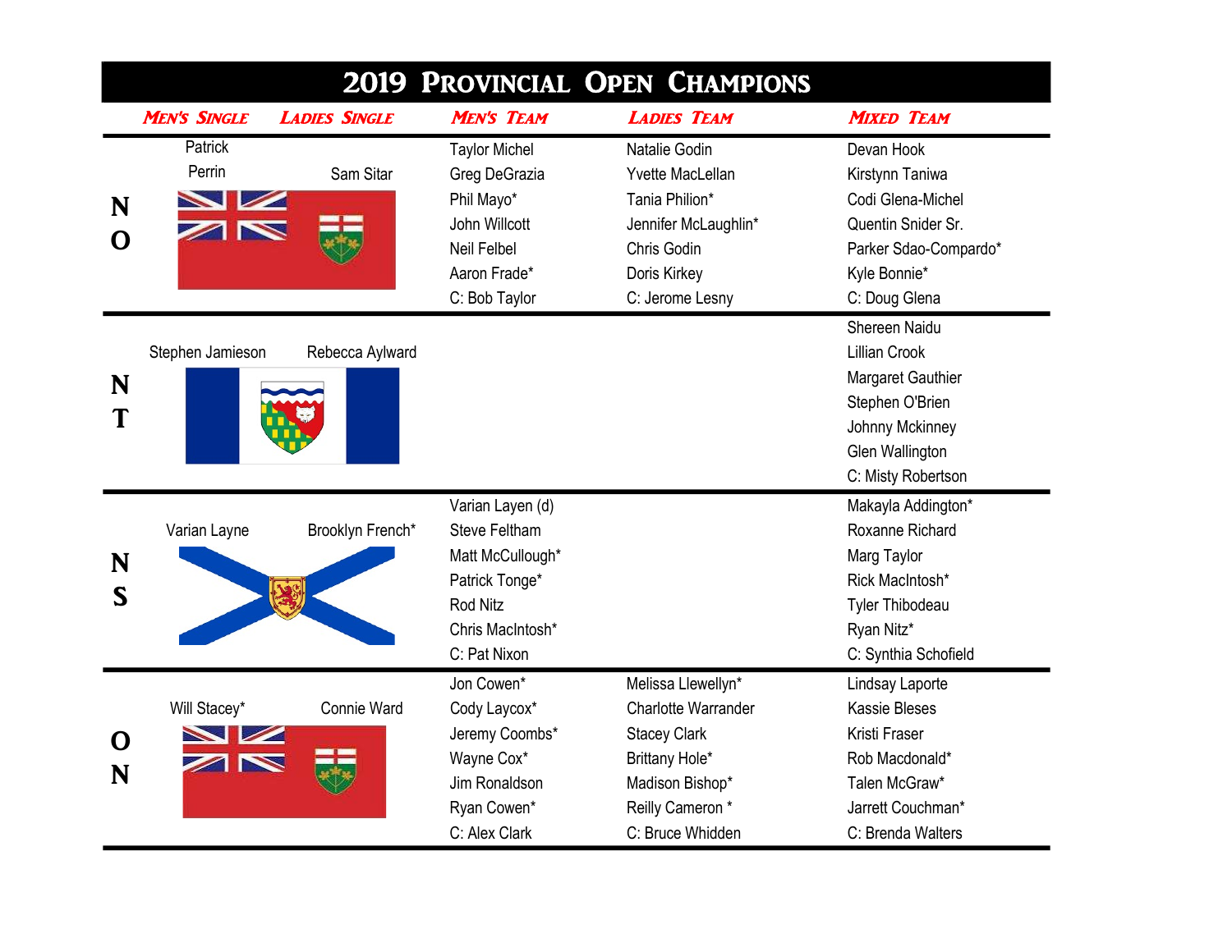# 2019 Provincial Open Champions

| | Men's Single | Ladies Single | Men's Team | Ladies Team | Mixed Team |
|---|---|---|---|---|---|
| NO | Patrick Perrin | Sam Sitar | Taylor Michel<br>Greg DeGrazia<br>Phil Mayo*<br>John Willcott<br>Neil Felbel<br>Aaron Frade*<br>C: Bob Taylor | Natalie Godin<br>Yvette MacLellan<br>Tania Philion*<br>Jennifer McLaughlin*<br>Chris Godin<br>Doris Kirkey<br>C: Jerome Lesny | Devan Hook<br>Kirstynn Taniwa<br>Codi Glena-Michel<br>Quentin Snider Sr.<br>Parker Sdao-Compardo*<br>Kyle Bonnie*<br>C: Doug Glena |
| NT | Stephen Jamieson | Rebecca Aylward | | | Shereen Naidu<br>Lillian Crook<br>Margaret Gauthier<br>Stephen O'Brien<br>Johnny Mckinney<br>Glen Wallington<br>C: Misty Robertson |
| NS | Varian Layne | Brooklyn French* | Varian Layen (d)<br>Steve Feltham<br>Matt McCullough*<br>Patrick Tonge*<br>Rod Nitz<br>Chris MacIntosh*<br>C: Pat Nixon | | Makayla Addington*<br>Roxanne Richard<br>Marg Taylor<br>Rick MacIntosh*<br>Tyler Thibodeau<br>Ryan Nitz*<br>C: Synthia Schofield |
| ON | Will Stacey* | Connie Ward | Jon Cowen*<br>Cody Laycox*<br>Jeremy Coombs*<br>Wayne Cox*<br>Jim Ronaldson<br>Ryan Cowen*<br>C: Alex Clark | Melissa Llewellyn*<br>Charlotte Warrander<br>Stacey Clark<br>Brittany Hole*<br>Madison Bishop*<br>Reilly Cameron *<br>C: Bruce Whidden | Lindsay Laporte<br>Kassie Bleses<br>Kristi Fraser<br>Rob Macdonald*<br>Talen McGraw*<br>Jarrett Couchman*<br>C: Brenda Walters |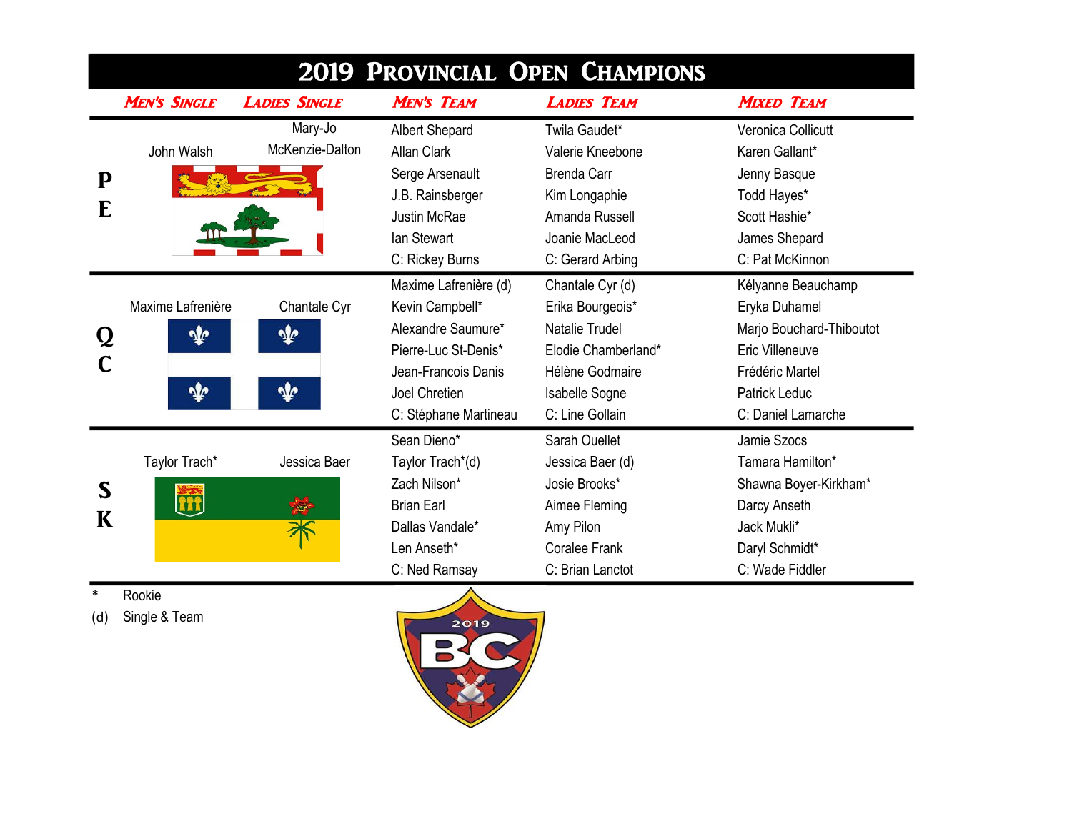# 2019 Provincial Open Champions

| | Men's Single | Ladies Single | Men's Team | Ladies Team | Mixed Team |
|---|---|---|---|---|---|
| PE | John Walsh | Mary-Jo McKenzie-Dalton | Albert Shepard<br>Allan Clark<br>Serge Arsenault<br>J.B. Rainsberger<br>Justin McRae<br>Ian Stewart<br>C: Rickey Burns | Twila Gaudet*<br>Valerie Kneebone<br>Brenda Carr<br>Kim Longaphie<br>Amanda Russell<br>Joanie MacLeod<br>C: Gerard Arbing | Veronica Collicutt<br>Karen Gallant*<br>Jenny Basque<br>Todd Hayes*<br>Scott Hashie*<br>James Shepard<br>C: Pat McKinnon |
| QC | Maxime Lafrenière | Chantale Cyr | Maxime Lafrenière (d)<br>Kevin Campbell*<br>Alexandre Saumure*<br>Pierre-Luc St-Denis*<br>Jean-Francois Danis<br>Joel Chretien<br>C: Stéphane Martineau | Chantale Cyr (d)<br>Erika Bourgeois*<br>Natalie Trudel<br>Elodie Chamberland*<br>Hélène Godmaire<br>Isabelle Sogne<br>C: Line Gollain | Kélyanne Beauchamp<br>Eryka Duhamel<br>Marjo Bouchard-Thiboutot<br>Eric Villeneuve<br>Frédéric Martel<br>Patrick Leduc<br>C: Daniel Lamarche |
| SK | Taylor Trach* | Jessica Baer | Sean Dieno*<br>Taylor Trach*(d)<br>Zach Nilson*<br>Brian Earl<br>Dallas Vandale*<br>Len Anseth*<br>C: Ned Ramsay | Sarah Ouellet<br>Jessica Baer (d)<br>Josie Brooks*<br>Aimee Fleming<br>Amy Pilon<br>Coralee Frank<br>C: Brian Lanctot | Jamie Szocs<br>Tamara Hamilton*<br>Shawna Boyer-Kirkham*<br>Darcy Anseth<br>Jack Mukli*<br>Daryl Schmidt*<br>C: Wade Fiddler |

\* Rookie

(d) Single & Team

2019 BC